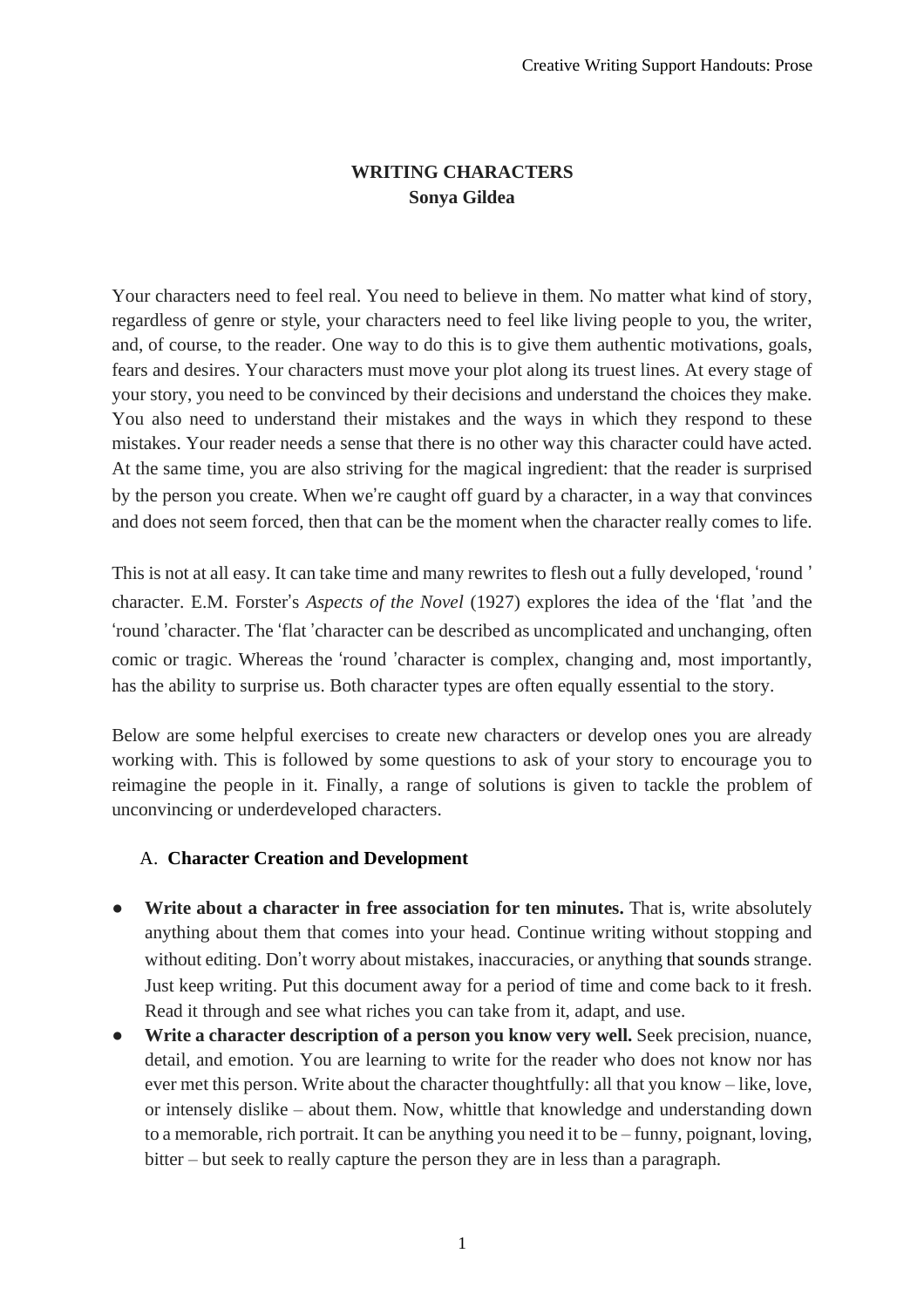# WRITING CHARACTERS
**Sonya Gildea**

Your characters need to feel real. You need to believe in them. No matter what kind of story, regardless of genre or style, your characters need to feel like living people to you, the writer, and, of course, to the reader. One way to do this is to give them authentic motivations, goals, fears and desires. Your characters must move your plot along its truest lines. At every stage of your story, you need to be convinced by their decisions and understand the choices they make. You also need to understand their mistakes and the ways in which they respond to these mistakes. Your reader needs a sense that there is no other way this character could have acted. At the same time, you are also striving for the magical ingredient: that the reader is surprised by the person you create. When we're caught off guard by a character, in a way that convinces and does not seem forced, then that can be the moment when the character really comes to life.

This is not at all easy. It can take time and many rewrites to flesh out a fully developed, 'round ' character. E.M. Forster's *Aspects of the Novel* (1927) explores the idea of the 'flat 'and the 'round 'character. The 'flat 'character can be described as uncomplicated and unchanging, often comic or tragic. Whereas the 'round 'character is complex, changing and, most importantly, has the ability to surprise us. Both character types are often equally essential to the story.

Below are some helpful exercises to create new characters or develop ones you are already working with. This is followed by some questions to ask of your story to encourage you to reimagine the people in it. Finally, a range of solutions is given to tackle the problem of unconvincing or underdeveloped characters.

## A. Character Creation and Development

- **Write about a character in free association for ten minutes.** That is, write absolutely anything about them that comes into your head. Continue writing without stopping and without editing. Don't worry about mistakes, inaccuracies, or anything that sounds strange. Just keep writing. Put this document away for a period of time and come back to it fresh. Read it through and see what riches you can take from it, adapt, and use.
- **Write a character description of a person you know very well.** Seek precision, nuance, detail, and emotion. You are learning to write for the reader who does not know nor has ever met this person. Write about the character thoughtfully: all that you know – like, love, or intensely dislike – about them. Now, whittle that knowledge and understanding down to a memorable, rich portrait. It can be anything you need it to be – funny, poignant, loving, bitter – but seek to really capture the person they are in less than a paragraph.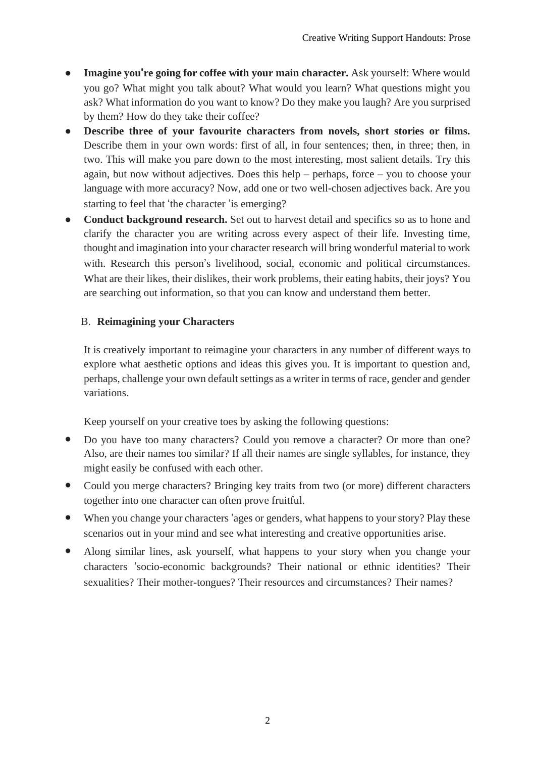- **Imagine you're going for coffee with your main character.** Ask yourself: Where would you go? What might you talk about? What would you learn? What questions might you ask? What information do you want to know? Do they make you laugh? Are you surprised by them? How do they take their coffee?
- **Describe three of your favourite characters from novels, short stories or films.** Describe them in your own words: first of all, in four sentences; then, in three; then, in two. This will make you pare down to the most interesting, most salient details. Try this again, but now without adjectives. Does this help – perhaps, force – you to choose your language with more accuracy? Now, add one or two well-chosen adjectives back. Are you starting to feel that 'the character 'is emerging?
- **Conduct background research.** Set out to harvest detail and specifics so as to hone and clarify the character you are writing across every aspect of their life. Investing time, thought and imagination into your character research will bring wonderful material to work with. Research this person's livelihood, social, economic and political circumstances. What are their likes, their dislikes, their work problems, their eating habits, their joys? You are searching out information, so that you can know and understand them better.

## B. Reimagining your Characters

It is creatively important to reimagine your characters in any number of different ways to explore what aesthetic options and ideas this gives you. It is important to question and, perhaps, challenge your own default settings as a writer in terms of race, gender and gender variations.

Keep yourself on your creative toes by asking the following questions:

- Do you have too many characters? Could you remove a character? Or more than one? Also, are their names too similar? If all their names are single syllables, for instance, they might easily be confused with each other.
- Could you merge characters? Bringing key traits from two (or more) different characters together into one character can often prove fruitful.
- When you change your characters 'ages or genders, what happens to your story? Play these scenarios out in your mind and see what interesting and creative opportunities arise.
- Along similar lines, ask yourself, what happens to your story when you change your characters 'socio-economic backgrounds? Their national or ethnic identities? Their sexualities? Their mother-tongues? Their resources and circumstances? Their names?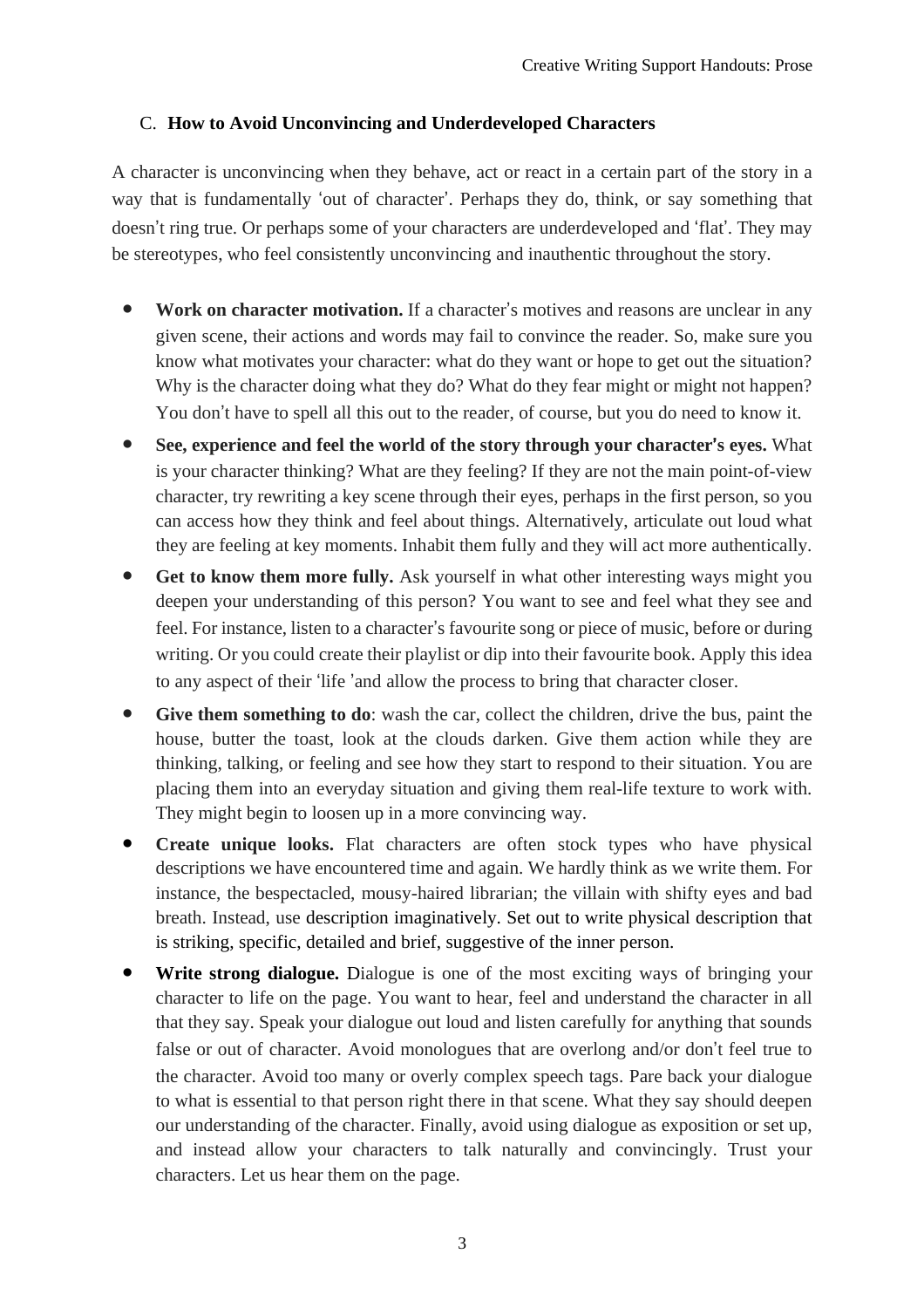## C. How to Avoid Unconvincing and Underdeveloped Characters

A character is unconvincing when they behave, act or react in a certain part of the story in a way that is fundamentally 'out of character'. Perhaps they do, think, or say something that doesn't ring true. Or perhaps some of your characters are underdeveloped and 'flat'. They may be stereotypes, who feel consistently unconvincing and inauthentic throughout the story.

- **Work on character motivation.** If a character's motives and reasons are unclear in any given scene, their actions and words may fail to convince the reader. So, make sure you know what motivates your character: what do they want or hope to get out the situation? Why is the character doing what they do? What do they fear might or might not happen? You don't have to spell all this out to the reader, of course, but you do need to know it.
- **See, experience and feel the world of the story through your character's eyes.** What is your character thinking? What are they feeling? If they are not the main point-of-view character, try rewriting a key scene through their eyes, perhaps in the first person, so you can access how they think and feel about things. Alternatively, articulate out loud what they are feeling at key moments. Inhabit them fully and they will act more authentically.
- **Get to know them more fully.** Ask yourself in what other interesting ways might you deepen your understanding of this person? You want to see and feel what they see and feel. For instance, listen to a character's favourite song or piece of music, before or during writing. Or you could create their playlist or dip into their favourite book. Apply this idea to any aspect of their 'life 'and allow the process to bring that character closer.
- **Give them something to do**: wash the car, collect the children, drive the bus, paint the house, butter the toast, look at the clouds darken. Give them action while they are thinking, talking, or feeling and see how they start to respond to their situation. You are placing them into an everyday situation and giving them real-life texture to work with. They might begin to loosen up in a more convincing way.
- **Create unique looks.** Flat characters are often stock types who have physical descriptions we have encountered time and again. We hardly think as we write them. For instance, the bespectacled, mousy-haired librarian; the villain with shifty eyes and bad breath. Instead, use description imaginatively. Set out to write physical description that is striking, specific, detailed and brief, suggestive of the inner person.
- **Write strong dialogue.** Dialogue is one of the most exciting ways of bringing your character to life on the page. You want to hear, feel and understand the character in all that they say. Speak your dialogue out loud and listen carefully for anything that sounds false or out of character. Avoid monologues that are overlong and/or don't feel true to the character. Avoid too many or overly complex speech tags. Pare back your dialogue to what is essential to that person right there in that scene. What they say should deepen our understanding of the character. Finally, avoid using dialogue as exposition or set up, and instead allow your characters to talk naturally and convincingly. Trust your characters. Let us hear them on the page.